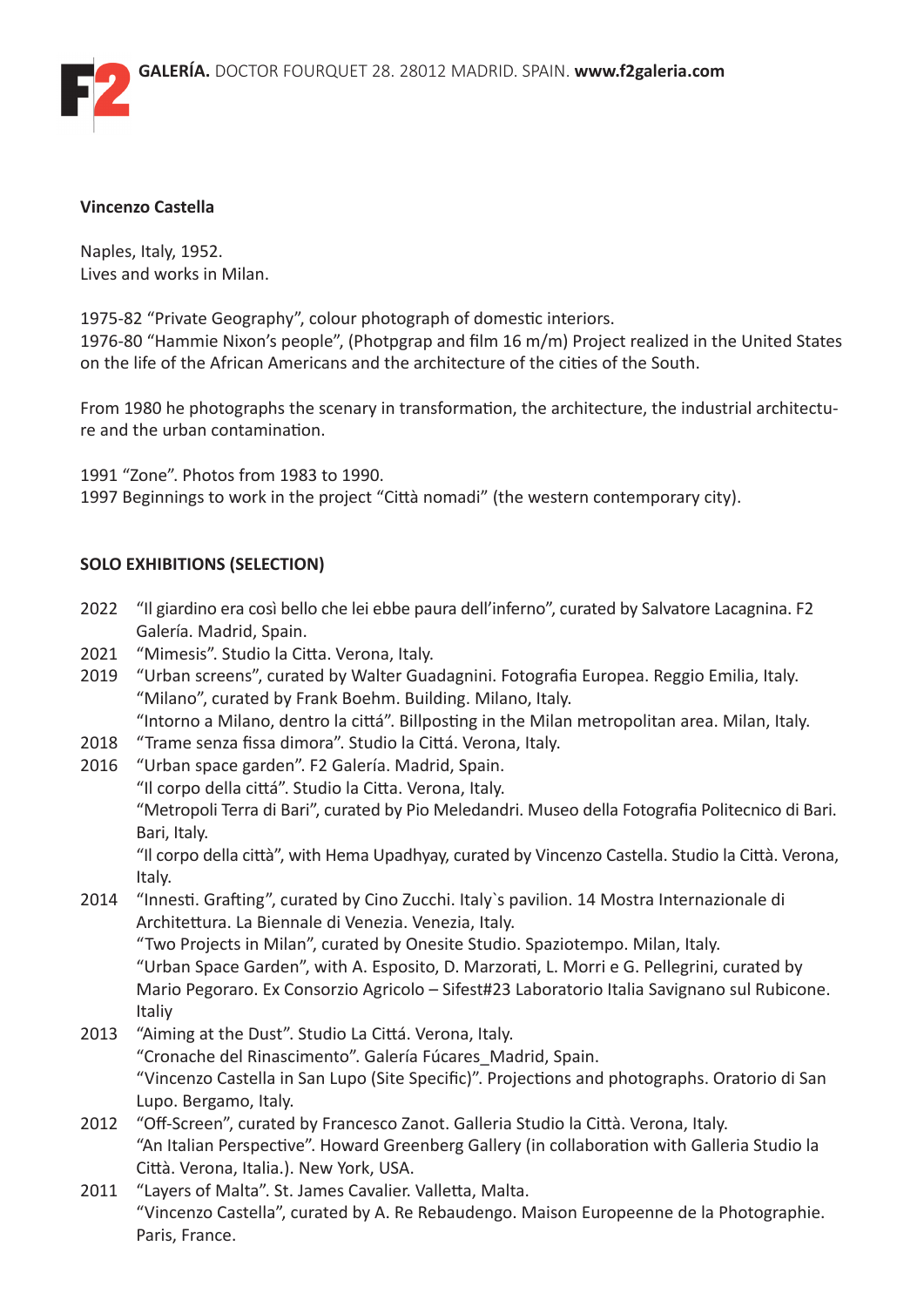**GALERÍA.** DOCTOR FOURQUET 28. 28012 MADRID. SPAIN. **www.f2galeria.com**

**Vincenzo Castella**

Naples, Italy, 1952.
Lives and works in Milan.

1975-82 “Private Geography”, colour photograph of domestic interiors.
1976-80 “Hammie Nixon’s people”, (Photpgrap and film 16 m/m) Project realized in the United States on the life of the African Americans and the architecture of the cities of the South.

From 1980 he photographs the scenary in transformation, the architecture, the industrial architecture and the urban contamination.

1991 “Zone”. Photos from 1983 to 1990.
1997 Beginnings to work in the project “Città nomadi” (the western contemporary city).

**SOLO EXHIBITIONS (SELECTION)**

2022 “Il giardino era così bello che lei ebbe paura dell’inferno”, curated by Salvatore Lacagnina. F2 Galería. Madrid, Spain.
2021 “Mimesis”. Studio la Citta. Verona, Italy.
2019 “Urban screens”, curated by Walter Guadagnini. Fotografia Europea. Reggio Emilia, Italy.
“Milano”, curated by Frank Boehm. Building. Milano, Italy.
“Intorno a Milano, dentro la città”. Billposting in the Milan metropolitan area. Milan, Italy.
2018 “Trame senza fissa dimora”. Studio la Cittá. Verona, Italy.
2016 “Urban space garden”. F2 Galería. Madrid, Spain.
“Il corpo della cittá”. Studio la Citta. Verona, Italy.
“Metropoli Terra di Bari”, curated by Pio Meledandri. Museo della Fotografia Politecnico di Bari. Bari, Italy.
“Il corpo della città”, with Hema Upadhyay, curated by Vincenzo Castella. Studio la Città. Verona, Italy.
2014 “Innesti. Grafting”, curated by Cino Zucchi. Italy`s pavilion. 14 Mostra Internazionale di Architettura. La Biennale di Venezia. Venezia, Italy.
“Two Projects in Milan”, curated by Onesite Studio. Spaziotempo. Milan, Italy.
“Urban Space Garden”, with A. Esposito, D. Marzorati, L. Morri e G. Pellegrini, curated by Mario Pegoraro. Ex Consorzio Agricolo – Sifest#23 Laboratorio Italia Savignano sul Rubicone. Italiy
2013 “Aiming at the Dust”. Studio La Cittá. Verona, Italy.
“Cronache del Rinascimento”. Galería Fúcares_Madrid, Spain.
“Vincenzo Castella in San Lupo (Site Specific)”. Projections and photographs. Oratorio di San Lupo. Bergamo, Italy.
2012 “Off-Screen”, curated by Francesco Zanot. Galleria Studio la Città. Verona, Italy.
“An Italian Perspective”. Howard Greenberg Gallery (in collaboration with Galleria Studio la Città. Verona, Italia.). New York, USA.
2011 “Layers of Malta”. St. James Cavalier. Valletta, Malta.
“Vincenzo Castella”, curated by A. Re Rebaudengo. Maison Europeenne de la Photographie. Paris, France.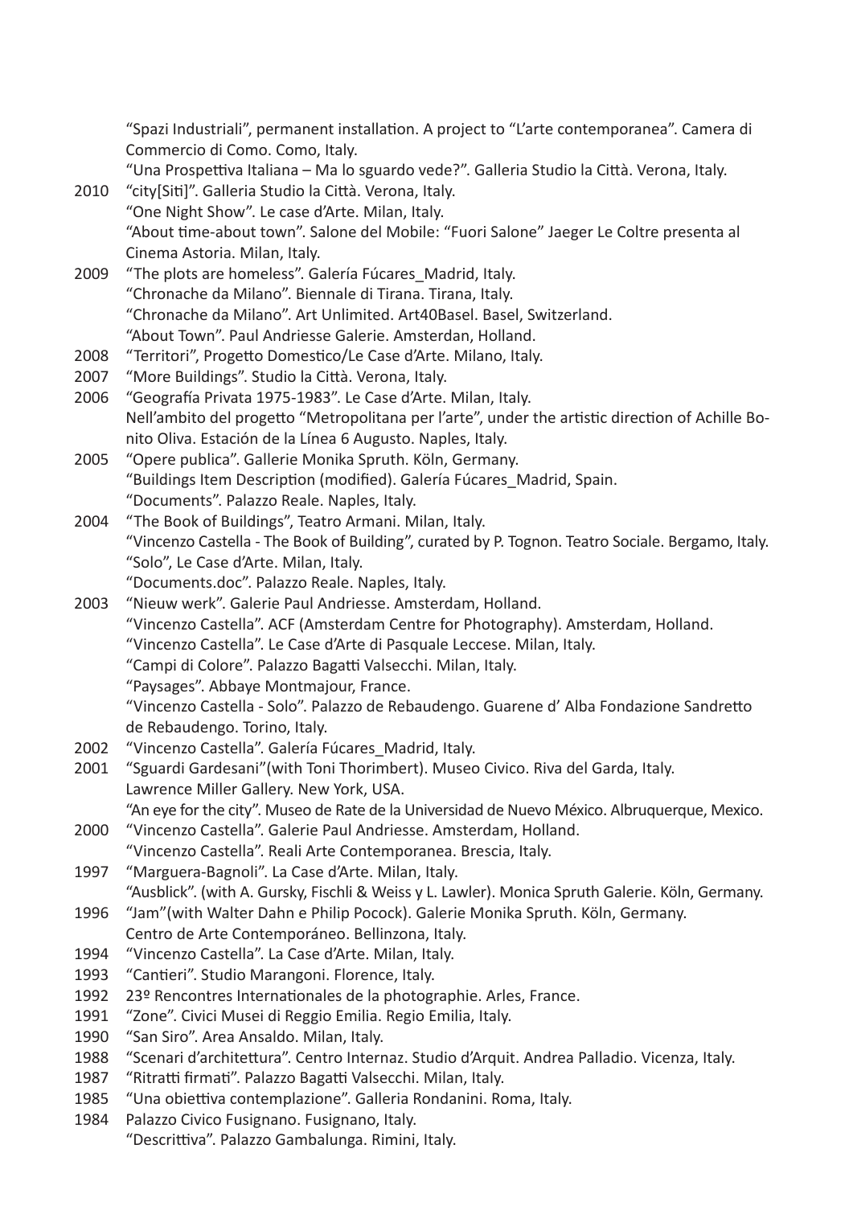"Spazi Industriali", permanent installation. A project to "L'arte contemporanea". Camera di Commercio di Como. Como, Italy.
"Una Prospettiva Italiana – Ma lo sguardo vede?". Galleria Studio la Città. Verona, Italy.

2010 "city[Siti]". Galleria Studio la Città. Verona, Italy.
"One Night Show". Le case d'Arte. Milan, Italy.
"About time-about town". Salone del Mobile: "Fuori Salone" Jaeger Le Coltre presenta al Cinema Astoria. Milan, Italy.

2009 "The plots are homeless". Galería Fúcares_Madrid, Italy.
"Chronache da Milano". Biennale di Tirana. Tirana, Italy.
"Chronache da Milano". Art Unlimited. Art40Basel. Basel, Switzerland.
"About Town". Paul Andriesse Galerie. Amsterdan, Holland.

2008 "Territori", Progetto Domestico/Le Case d'Arte. Milano, Italy.

2007 "More Buildings". Studio la Città. Verona, Italy.

2006 "Geografía Privata 1975-1983". Le Case d'Arte. Milan, Italy.
Nell'ambito del progetto "Metropolitana per l'arte", under the artistic direction of Achille Bonito Oliva. Estación de la Línea 6 Augusto. Naples, Italy.

2005 "Opere publica". Gallerie Monika Spruth. Köln, Germany.
"Buildings Item Description (modified). Galería Fúcares_Madrid, Spain.
"Documents". Palazzo Reale. Naples, Italy.

2004 "The Book of Buildings", Teatro Armani. Milan, Italy.
"Vincenzo Castella - The Book of Building", curated by P. Tognon. Teatro Sociale. Bergamo, Italy.
"Solo", Le Case d'Arte. Milan, Italy.
"Documents.doc". Palazzo Reale. Naples, Italy.

2003 "Nieuw werk". Galerie Paul Andriesse. Amsterdam, Holland.
"Vincenzo Castella". ACF (Amsterdam Centre for Photography). Amsterdam, Holland.
"Vincenzo Castella". Le Case d'Arte di Pasquale Leccese. Milan, Italy.
"Campi di Colore". Palazzo Bagatti Valsecchi. Milan, Italy.
"Paysages". Abbaye Montmajour, France.
"Vincenzo Castella - Solo". Palazzo de Rebaudengo. Guarene d' Alba Fondazione Sandretto de Rebaudengo. Torino, Italy.

2002 "Vincenzo Castella". Galería Fúcares_Madrid, Italy.

2001 "Sguardi Gardesani"(with Toni Thorimbert). Museo Civico. Riva del Garda, Italy.
Lawrence Miller Gallery. New York, USA.
"An eye for the city". Museo de Rate de la Universidad de Nuevo México. Albruquerque, Mexico.

2000 "Vincenzo Castella". Galerie Paul Andriesse. Amsterdam, Holland.
"Vincenzo Castella". Reali Arte Contemporanea. Brescia, Italy.

1997 "Marguera-Bagnoli". La Case d'Arte. Milan, Italy.
"Ausblick". (with A. Gursky, Fischli & Weiss y L. Lawler). Monica Spruth Galerie. Köln, Germany.

1996 "Jam"(with Walter Dahn e Philip Pocock). Galerie Monika Spruth. Köln, Germany.
Centro de Arte Contemporáneo. Bellinzona, Italy.

1994 "Vincenzo Castella". La Case d'Arte. Milan, Italy.

1993 "Cantieri". Studio Marangoni. Florence, Italy.

1992 23º Rencontres Internationales de la photographie. Arles, France.

1991 "Zone". Civici Musei di Reggio Emilia. Regio Emilia, Italy.

1990 "San Siro". Area Ansaldo. Milan, Italy.

1988 "Scenari d'architettura". Centro Internaz. Studio d'Arquit. Andrea Palladio. Vicenza, Italy.

1987 "Ritratti firmati". Palazzo Bagatti Valsecchi. Milan, Italy.

1985 "Una obiettiva contemplazione". Galleria Rondanini. Roma, Italy.

1984 Palazzo Civico Fusignano. Fusignano, Italy.
"Descrittiva". Palazzo Gambalunga. Rimini, Italy.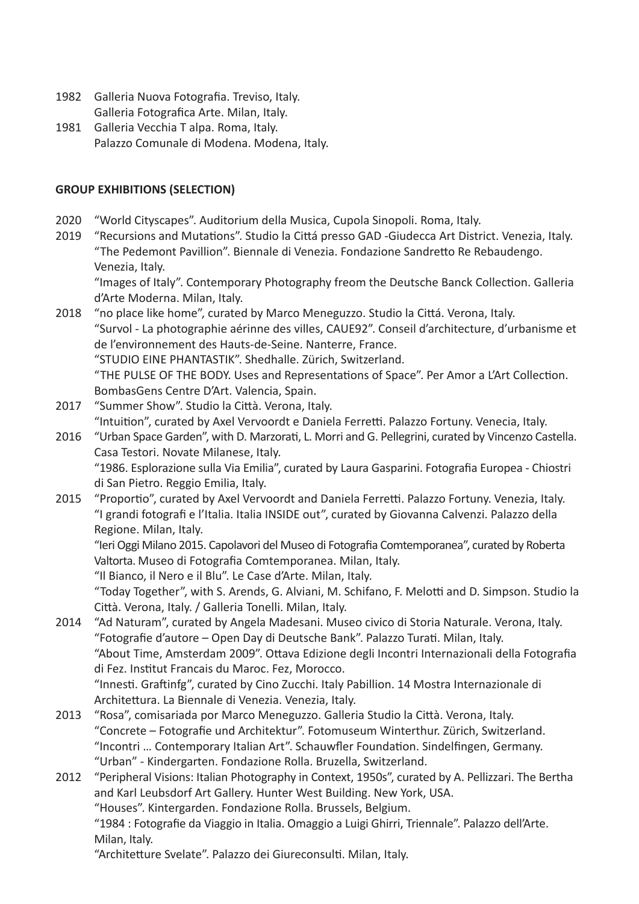1982 Galleria Nuova Fotografia. Treviso, Italy.
Galleria Fotografica Arte. Milan, Italy.

1981 Galleria Vecchia T alpa. Roma, Italy.
Palazzo Comunale di Modena. Modena, Italy.

**GROUP EXHIBITIONS (SELECTION)**

2020 "World Cityscapes". Auditorium della Musica, Cupola Sinopoli. Roma, Italy.

2019 "Recursions and Mutations". Studio la Cittá presso GAD -Giudecca Art District. Venezia, Italy.
"The Pedemont Pavillion". Biennale di Venezia. Fondazione Sandretto Re Rebaudengo. Venezia, Italy.
"Images of Italy". Contemporary Photography freom the Deutsche Banck Collection. Galleria d'Arte Moderna. Milan, Italy.

2018 "no place like home", curated by Marco Meneguzzo. Studio la Cittá. Verona, Italy.
"Survol - La photographie aérinne des villes, CAUE92". Conseil d'architecture, d'urbanisme et de l'environnement des Hauts-de-Seine. Nanterre, France.
"STUDIO EINE PHANTASTIK". Shedhalle. Zürich, Switzerland.
"THE PULSE OF THE BODY. Uses and Representations of Space". Per Amor a L'Art Collection. BombasGens Centre D'Art. Valencia, Spain.

2017 "Summer Show". Studio la Città. Verona, Italy.
"Intuition", curated by Axel Vervoordt e Daniela Ferretti. Palazzo Fortuny. Venecia, Italy.

2016 "Urban Space Garden", with D. Marzorati, L. Morri and G. Pellegrini, curated by Vincenzo Castella. Casa Testori. Novate Milanese, Italy.
"1986. Esplorazione sulla Via Emilia", curated by Laura Gasparini. Fotografia Europea - Chiostri di San Pietro. Reggio Emilia, Italy.

2015 "Proportio", curated by Axel Vervoordt and Daniela Ferretti. Palazzo Fortuny. Venezia, Italy.
"I grandi fotografi e l'Italia. Italia INSIDE out", curated by Giovanna Calvenzi. Palazzo della Regione. Milan, Italy.
"Ieri Oggi Milano 2015. Capolavori del Museo di Fotografia Comtemporanea", curated by Roberta Valtorta. Museo di Fotografia Comtemporanea. Milan, Italy.
"Il Bianco, il Nero e il Blu". Le Case d'Arte. Milan, Italy.
"Today Together", with S. Arends, G. Alviani, M. Schifano, F. Melotti and D. Simpson. Studio la Città. Verona, Italy. / Galleria Tonelli. Milan, Italy.

2014 "Ad Naturam", curated by Angela Madesani. Museo civico di Storia Naturale. Verona, Italy.
"Fotografie d'autore – Open Day di Deutsche Bank". Palazzo Turati. Milan, Italy.
"About Time, Amsterdam 2009". Ottava Edizione degli Incontri Internazionali della Fotografia di Fez. Institut Francais du Maroc. Fez, Morocco.
"Innesti. Graftinfg", curated by Cino Zucchi. Italy Pabillion. 14 Mostra Internazionale di Architettura. La Biennale di Venezia. Venezia, Italy.

2013 "Rosa", comisariada por Marco Meneguzzo. Galleria Studio la Città. Verona, Italy.
"Concrete – Fotografie und Architektur". Fotomuseum Winterthur. Zürich, Switzerland.
"Incontri … Contemporary Italian Art". Schauwfler Foundation. Sindelfingen, Germany.
"Urban" - Kindergarten. Fondazione Rolla. Bruzella, Switzerland.

2012 "Peripheral Visions: Italian Photography in Context, 1950s", curated by A. Pellizzari. The Bertha and Karl Leubsdorf Art Gallery. Hunter West Building. New York, USA.
"Houses". Kintergarden. Fondazione Rolla. Brussels, Belgium.
"1984 : Fotografie da Viaggio in Italia. Omaggio a Luigi Ghirri, Triennale". Palazzo dell'Arte. Milan, Italy.
"Architetture Svelate". Palazzo dei Giureconsulti. Milan, Italy.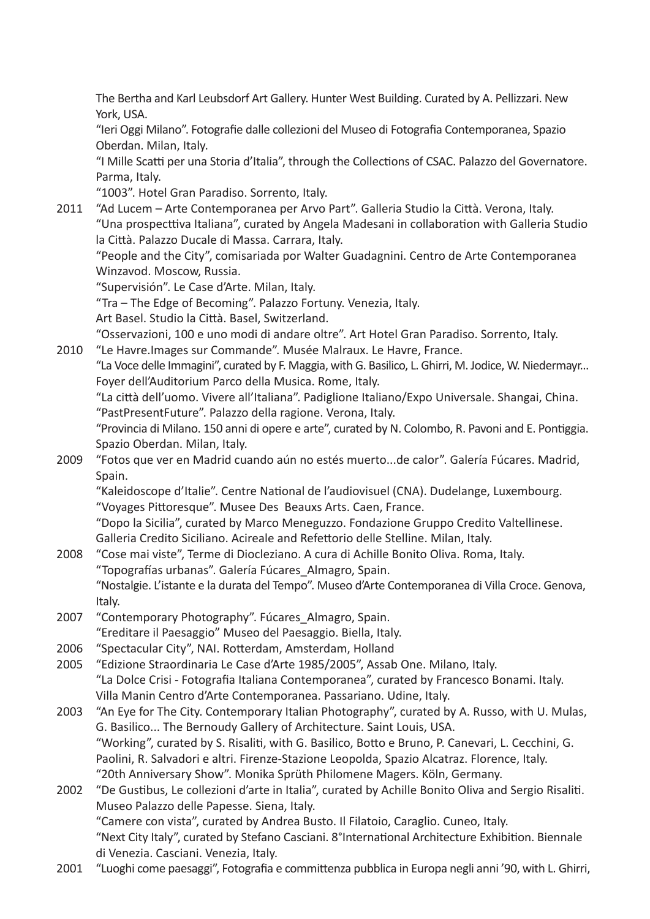The Bertha and Karl Leubsdorf Art Gallery. Hunter West Building. Curated by A. Pellizzari. New York, USA.
"Ieri Oggi Milano". Fotografie dalle collezioni del Museo di Fotografia Contemporanea, Spazio Oberdan. Milan, Italy.
"I Mille Scatti per una Storia d'Italia", through the Collections of CSAC. Palazzo del Governatore. Parma, Italy.
"1003". Hotel Gran Paradiso. Sorrento, Italy.

2011 "Ad Lucem – Arte Contemporanea per Arvo Part". Galleria Studio la Città. Verona, Italy.
"Una prospecttiva Italiana", curated by Angela Madesani in collaboration with Galleria Studio la Città. Palazzo Ducale di Massa. Carrara, Italy.
"People and the City", comisariada por Walter Guadagnini. Centro de Arte Contemporanea Winzavod. Moscow, Russia.
"Supervisión". Le Case d'Arte. Milan, Italy.
"Tra – The Edge of Becoming". Palazzo Fortuny. Venezia, Italy.
Art Basel. Studio la Città. Basel, Switzerland.
"Osservazioni, 100 e uno modi di andare oltre". Art Hotel Gran Paradiso. Sorrento, Italy.

2010 "Le Havre.Images sur Commande". Musée Malraux. Le Havre, France.
"La Voce delle Immagini", curated by F. Maggia, with G. Basilico, L. Ghirri, M. Jodice, W. Niedermayr... Foyer dell'Auditorium Parco della Musica. Rome, Italy.
"La città dell'uomo. Vivere all'Italiana". Padiglione Italiano/Expo Universale. Shangai, China.
"PastPresentFuture". Palazzo della ragione. Verona, Italy.
"Provincia di Milano. 150 anni di opere e arte", curated by N. Colombo, R. Pavoni and E. Pontiggia. Spazio Oberdan. Milan, Italy.

2009 "Fotos que ver en Madrid cuando aún no estés muerto...de calor". Galería Fúcares. Madrid, Spain.
"Kaleidoscope d'Italie". Centre National de l'audiovisuel (CNA). Dudelange, Luxembourg.
"Voyages Pittoresque". Musee Des Beauxs Arts. Caen, France.
"Dopo la Sicilia", curated by Marco Meneguzzo. Fondazione Gruppo Credito Valtellinese. Galleria Credito Siciliano. Acireale and Refettorio delle Stelline. Milan, Italy.

2008 "Cose mai viste", Terme di Diocleziano. A cura di Achille Bonito Oliva. Roma, Italy.
"Topografías urbanas". Galería Fúcares_Almagro, Spain.
"Nostalgie. L'istante e la durata del Tempo". Museo d'Arte Contemporanea di Villa Croce. Genova, Italy.

2007 "Contemporary Photography". Fúcares_Almagro, Spain.
"Ereditare il Paesaggio" Museo del Paesaggio. Biella, Italy.

2006 "Spectacular City", NAI. Rotterdam, Amsterdam, Holland

2005 "Edizione Straordinaria Le Case d'Arte 1985/2005", Assab One. Milano, Italy.
"La Dolce Crisi - Fotografia Italiana Contemporanea", curated by Francesco Bonami. Italy. Villa Manin Centro d'Arte Contemporanea. Passariano. Udine, Italy.

2003 "An Eye for The City. Contemporary Italian Photography", curated by A. Russo, with U. Mulas, G. Basilico... The Bernoudy Gallery of Architecture. Saint Louis, USA.
"Working", curated by S. Risaliti, with G. Basilico, Botto e Bruno, P. Canevari, L. Cecchini, G. Paolini, R. Salvadori e altri. Firenze-Stazione Leopolda, Spazio Alcatraz. Florence, Italy.
"20th Anniversary Show". Monika Sprüth Philomene Magers. Köln, Germany.

2002 "De Gustibus, Le collezioni d'arte in Italia", curated by Achille Bonito Oliva and Sergio Risaliti. Museo Palazzo delle Papesse. Siena, Italy.
"Camere con vista", curated by Andrea Busto. Il Filatoio, Caraglio. Cuneo, Italy.
"Next City Italy", curated by Stefano Casciani. 8°International Architecture Exhibition. Biennale di Venezia. Casciani. Venezia, Italy.

2001 "Luoghi come paesaggi", Fotografia e committenza pubblica in Europa negli anni '90, with L. Ghirri,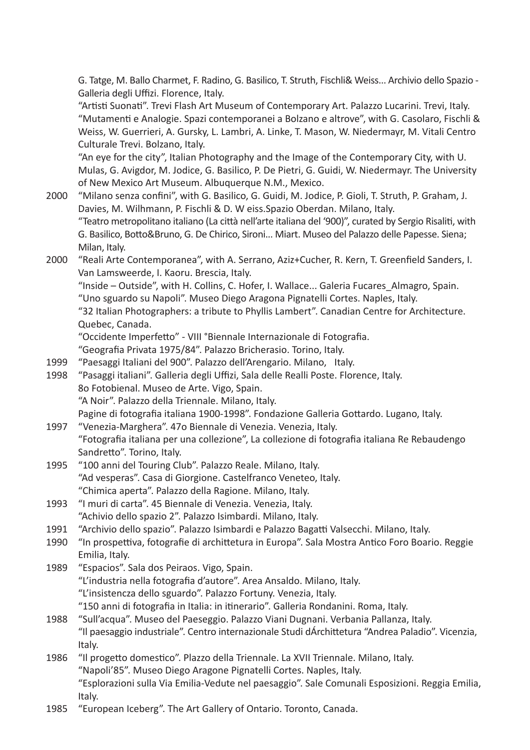G. Tatge, M. Ballo Charmet, F. Radino, G. Basilico, T. Struth, Fischli& Weiss... Archivio dello Spazio - Galleria degli Uffizi. Florence, Italy.
"Artisti Suonati". Trevi Flash Art Museum of Contemporary Art. Palazzo Lucarini. Trevi, Italy.
"Mutamenti e Analogie. Spazi contemporanei a Bolzano e altrove", with G. Casolaro, Fischli & Weiss, W. Guerrieri, A. Gursky, L. Lambri, A. Linke, T. Mason, W. Niedermayr, M. Vitali Centro Culturale Trevi. Bolzano, Italy.
"An eye for the city", Italian Photography and the Image of the Contemporary City, with U. Mulas, G. Avigdor, M. Jodice, G. Basilico, P. De Pietri, G. Guidi, W. Niedermayr. The University of New Mexico Art Museum. Albuquerque N.M., Mexico.

2000 "Milano senza confini", with G. Basilico, G. Guidi, M. Jodice, P. Gioli, T. Struth, P. Graham, J. Davies, M. Wilhmann, P. Fischli & D. W eiss.Spazio Oberdan. Milano, Italy.
"Teatro metropolitano italiano (La città nell'arte italiana del '900)", curated by Sergio Risaliti, with G. Basilico, Botto&Bruno, G. De Chirico, Sironi... Miart. Museo del Palazzo delle Papesse. Siena; Milan, Italy.

2000 "Reali Arte Contemporanea", with A. Serrano, Aziz+Cucher, R. Kern, T. Greenfield Sanders, I. Van Lamsweerde, I. Kaoru. Brescia, Italy.
"Inside – Outside", with H. Collins, C. Hofer, I. Wallace... Galeria Fucares_Almagro, Spain.
"Uno sguardo su Napoli". Museo Diego Aragona Pignatelli Cortes. Naples, Italy.
"32 Italian Photographers: a tribute to Phyllis Lambert". Canadian Centre for Architecture. Quebec, Canada.
"Occidente Imperfetto" - VIII °Biennale Internazionale di Fotografia.
"Geografia Privata 1975/84". Palazzo Bricherasio. Torino, Italy.

1999 "Paesaggi Italiani del 900". Palazzo dell'Arengario. Milano, Italy.

1998 "Pasaggi italiani". Galleria degli Uffizi, Sala delle Realli Poste. Florence, Italy.
8o Fotobienal. Museo de Arte. Vigo, Spain.
"A Noir". Palazzo della Triennale. Milano, Italy.
Pagine di fotografia italiana 1900-1998". Fondazione Galleria Gottardo. Lugano, Italy.

1997 "Venezia-Marghera". 47o Biennale di Venezia. Venezia, Italy.
"Fotografia italiana per una collezione", La collezione di fotografia italiana Re Rebaudengo Sandretto". Torino, Italy.

1995 "100 anni del Touring Club". Palazzo Reale. Milano, Italy.
"Ad vesperas". Casa di Giorgione. Castelfranco Veneteo, Italy.
"Chimica aperta". Palazzo della Ragione. Milano, Italy.

1993 "I muri di carta". 45 Biennale di Venezia. Venezia, Italy.
"Achivio dello spazio 2". Palazzo Isimbardi. Milano, Italy.

1991 "Archivio dello spazio". Palazzo Isimbardi e Palazzo Bagatti Valsecchi. Milano, Italy.

1990 "In prospettiva, fotografie di archittetura in Europa". Sala Mostra Antico Foro Boario. Reggie Emilia, Italy.

1989 "Espacios". Sala dos Peiraos. Vigo, Spain.
"L'industria nella fotografia d'autore". Area Ansaldo. Milano, Italy.
"L'insistencza dello sguardo". Palazzo Fortuny. Venezia, Italy.
"150 anni di fotografia in Italia: in itinerario". Galleria Rondanini. Roma, Italy.

1988 "Sull'acqua". Museo del Paeseggio. Palazzo Viani Dugnani. Verbania Pallanza, Italy.
"Il paesaggio industriale". Centro internazionale Studi dÁrchittetura "Andrea Paladio". Vicenzia, Italy.

1986 "Il progetto domestico". Plazzo della Triennale. La XVII Triennale. Milano, Italy.
"Napoli'85". Museo Diego Aragone Pignatelli Cortes. Naples, Italy.
"Esplorazioni sulla Via Emilia-Vedute nel paesaggio". Sale Comunali Esposizioni. Reggia Emilia, Italy.

1985 "European Iceberg". The Art Gallery of Ontario. Toronto, Canada.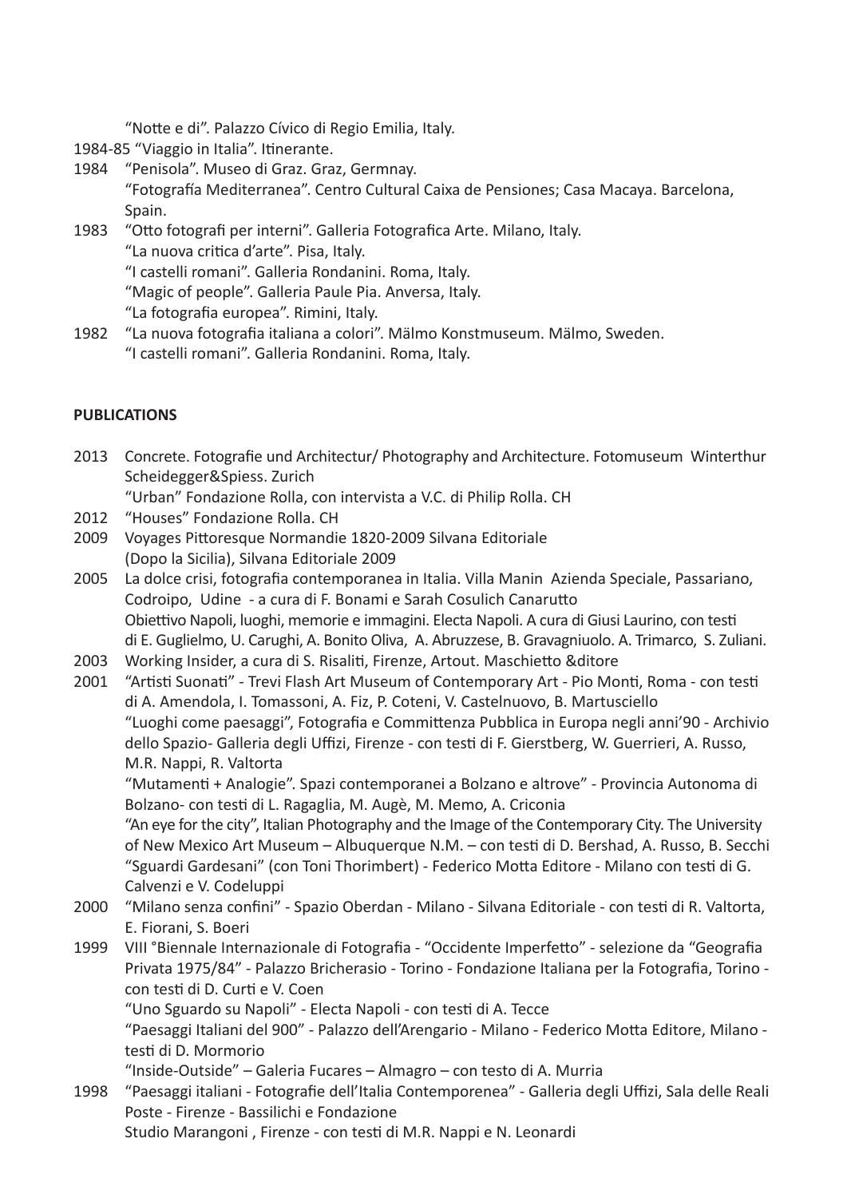"Notte e di". Palazzo Cívico di Regio Emilia, Italy.

1984-85 "Viaggio in Italia". Itinerante.

1984 "Penisola". Museo di Graz. Graz, Germnay.
"Fotografía Mediterranea". Centro Cultural Caixa de Pensiones; Casa Macaya. Barcelona, Spain.

1983 "Otto fotografi per interni". Galleria Fotografica Arte. Milano, Italy.
"La nuova critica d'arte". Pisa, Italy.
"I castelli romani". Galleria Rondanini. Roma, Italy.
"Magic of people". Galleria Paule Pia. Anversa, Italy.
"La fotografia europea". Rimini, Italy.

1982 "La nuova fotografia italiana a colori". Mälmo Konstmuseum. Mälmo, Sweden.
"I castelli romani". Galleria Rondanini. Roma, Italy.

**PUBLICATIONS**

2013 Concrete. Fotografie und Architectur/ Photography and Architecture. Fotomuseum Winterthur Scheidegger&Spiess. Zurich
"Urban" Fondazione Rolla, con intervista a V.C. di Philip Rolla. CH

2012 "Houses" Fondazione Rolla. CH

2009 Voyages Pittoresque Normandie 1820-2009 Silvana Editoriale
(Dopo la Sicilia), Silvana Editoriale 2009

2005 La dolce crisi, fotografia contemporanea in Italia. Villa Manin Azienda Speciale, Passariano, Codroipo, Udine - a cura di F. Bonami e Sarah Cosulich Canarutto
Obiettivo Napoli, luoghi, memorie e immagini. Electa Napoli. A cura di Giusi Laurino, con testi di E. Guglielmo, U. Carughi, A. Bonito Oliva, A. Abruzzese, B. Gravagniuolo. A. Trimarco, S. Zuliani.

2003 Working Insider, a cura di S. Risaliti, Firenze, Artout. Maschietto &ditore

2001 "Artisti Suonati" - Trevi Flash Art Museum of Contemporary Art - Pio Monti, Roma - con testi di A. Amendola, I. Tomassoni, A. Fiz, P. Coteni, V. Castelnuovo, B. Martusciello
"Luoghi come paesaggi", Fotografia e Committenza Pubblica in Europa negli anni'90 - Archivio dello Spazio- Galleria degli Uffizi, Firenze - con testi di F. Gierstberg, W. Guerrieri, A. Russo, M.R. Nappi, R. Valtorta
"Mutamenti + Analogie". Spazi contemporanei a Bolzano e altrove" - Provincia Autonoma di Bolzano- con testi di L. Ragaglia, M. Augè, M. Memo, A. Criconia
"An eye for the city", Italian Photography and the Image of the Contemporary City. The University of New Mexico Art Museum – Albuquerque N.M. – con testi di D. Bershad, A. Russo, B. Secchi
"Sguardi Gardesani" (con Toni Thorimbert) - Federico Motta Editore - Milano con testi di G. Calvenzi e V. Codeluppi

2000 "Milano senza confini" - Spazio Oberdan - Milano - Silvana Editoriale - con testi di R. Valtorta, E. Fiorani, S. Boeri

1999 VIII °Biennale Internazionale di Fotografia - "Occidente Imperfetto" - selezione da "Geografia Privata 1975/84" - Palazzo Bricherasio - Torino - Fondazione Italiana per la Fotografia, Torino - con testi di D. Curti e V. Coen
"Uno Sguardo su Napoli" - Electa Napoli - con testi di A. Tecce
"Paesaggi Italiani del 900" - Palazzo dell'Arengario - Milano - Federico Motta Editore, Milano - testi di D. Mormorio
"Inside-Outside" – Galeria Fucares – Almagro – con testo di A. Murria

1998 "Paesaggi italiani - Fotografie dell'Italia Contemporenea" - Galleria degli Uffizi, Sala delle Reali Poste - Firenze - Bassilichi e Fondazione
Studio Marangoni , Firenze - con testi di M.R. Nappi e N. Leonardi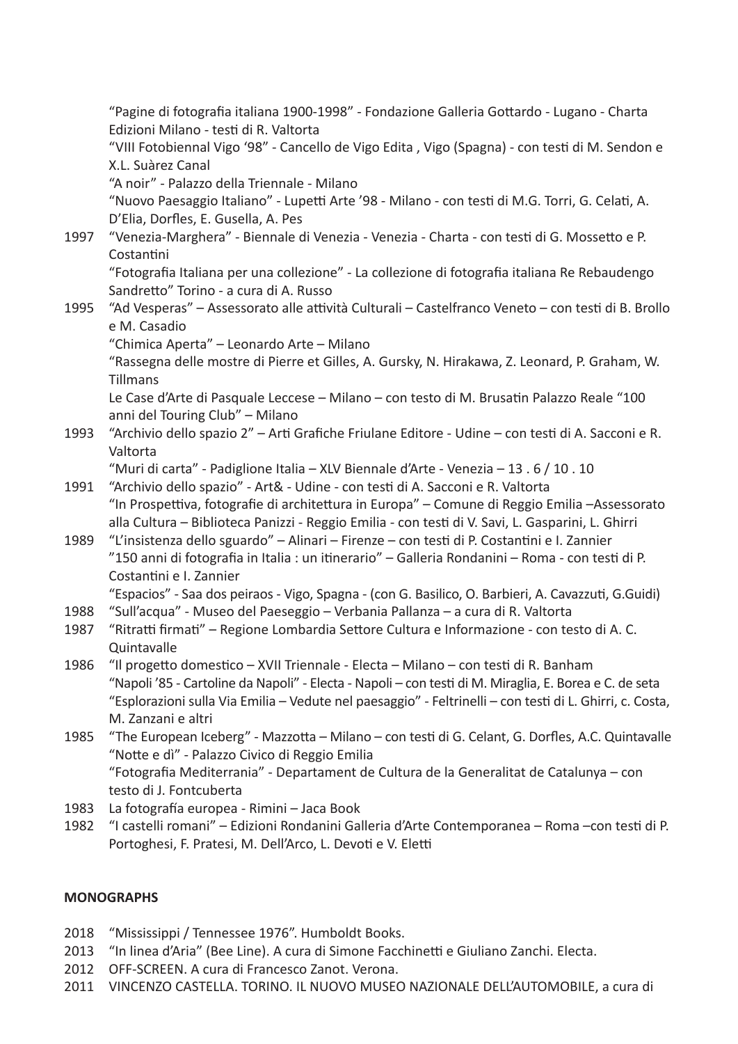"Pagine di fotografia italiana 1900-1998" - Fondazione Galleria Gottardo - Lugano - Charta Edizioni Milano - testi di R. Valtorta
"VIII Fotobiennal Vigo '98" - Cancello de Vigo Edita , Vigo (Spagna) - con testi di M. Sendon e X.L. Suàrez Canal
"A noir" - Palazzo della Triennale - Milano
"Nuovo Paesaggio Italiano" - Lupetti Arte '98 - Milano - con testi di M.G. Torri, G. Celati, A. D'Elia, Dorfles, E. Gusella, A. Pes

1997 "Venezia-Marghera" - Biennale di Venezia - Venezia - Charta - con testi di G. Mossetto e P. Costantini
"Fotografia Italiana per una collezione" - La collezione di fotografia italiana Re Rebaudengo Sandretto" Torino - a cura di A. Russo

1995 "Ad Vesperas" – Assessorato alle attività Culturali – Castelfranco Veneto – con testi di B. Brollo e M. Casadio
"Chimica Aperta" – Leonardo Arte – Milano
"Rassegna delle mostre di Pierre et Gilles, A. Gursky, N. Hirakawa, Z. Leonard, P. Graham, W. Tillmans
Le Case d'Arte di Pasquale Leccese – Milano – con testo di M. Brusatin Palazzo Reale "100 anni del Touring Club" – Milano

1993 "Archivio dello spazio 2" – Arti Grafiche Friulane Editore - Udine – con testi di A. Sacconi e R. Valtorta
"Muri di carta" - Padiglione Italia – XLV Biennale d'Arte - Venezia – 13 . 6 / 10 . 10

1991 "Archivio dello spazio" - Art& - Udine - con testi di A. Sacconi e R. Valtorta
"In Prospettiva, fotografie di architettura in Europa" – Comune di Reggio Emilia –Assessorato alla Cultura – Biblioteca Panizzi - Reggio Emilia - con testi di V. Savi, L. Gasparini, L. Ghirri

1989 "L'insistenza dello sguardo" – Alinari – Firenze – con testi di P. Costantini e I. Zannier
"150 anni di fotografia in Italia : un itinerario" – Galleria Rondanini – Roma - con testi di P. Costantini e I. Zannier
"Espacios" - Saa dos peiraos - Vigo, Spagna - (con G. Basilico, O. Barbieri, A. Cavazzuti, G.Guidi)

1988 "Sull'acqua" - Museo del Paeseggio – Verbania Pallanza – a cura di R. Valtorta

1987 "Ritratti firmati" – Regione Lombardia Settore Cultura e Informazione - con testo di A. C. Quintavalle

1986 "Il progetto domestico – XVII Triennale - Electa – Milano – con testi di R. Banham
"Napoli '85 - Cartoline da Napoli" - Electa - Napoli – con testi di M. Miraglia, E. Borea e C. de seta
"Esplorazioni sulla Via Emilia – Vedute nel paesaggio" - Feltrinelli – con testi di L. Ghirri, c. Costa, M. Zanzani e altri

1985 "The European Iceberg" - Mazzotta – Milano – con testi di G. Celant, G. Dorfles, A.C. Quintavalle
"Notte e dì" - Palazzo Civico di Reggio Emilia
"Fotografia Mediterrania" - Departament de Cultura de la Generalitat de Catalunya – con testo di J. Fontcuberta

1983 La fotografía europea - Rimini – Jaca Book

1982 "I castelli romani" – Edizioni Rondanini Galleria d'Arte Contemporanea – Roma –con testi di P. Portoghesi, F. Pratesi, M. Dell'Arco, L. Devoti e V. Eletti

**MONOGRAPHS**

2018 "Mississippi / Tennessee 1976". Humboldt Books.

2013 "In linea d'Aria" (Bee Line). A cura di Simone Facchinetti e Giuliano Zanchi. Electa.

2012 OFF-SCREEN. A cura di Francesco Zanot. Verona.

2011 VINCENZO CASTELLA. TORINO. IL NUOVO MUSEO NAZIONALE DELL'AUTOMOBILE, a cura di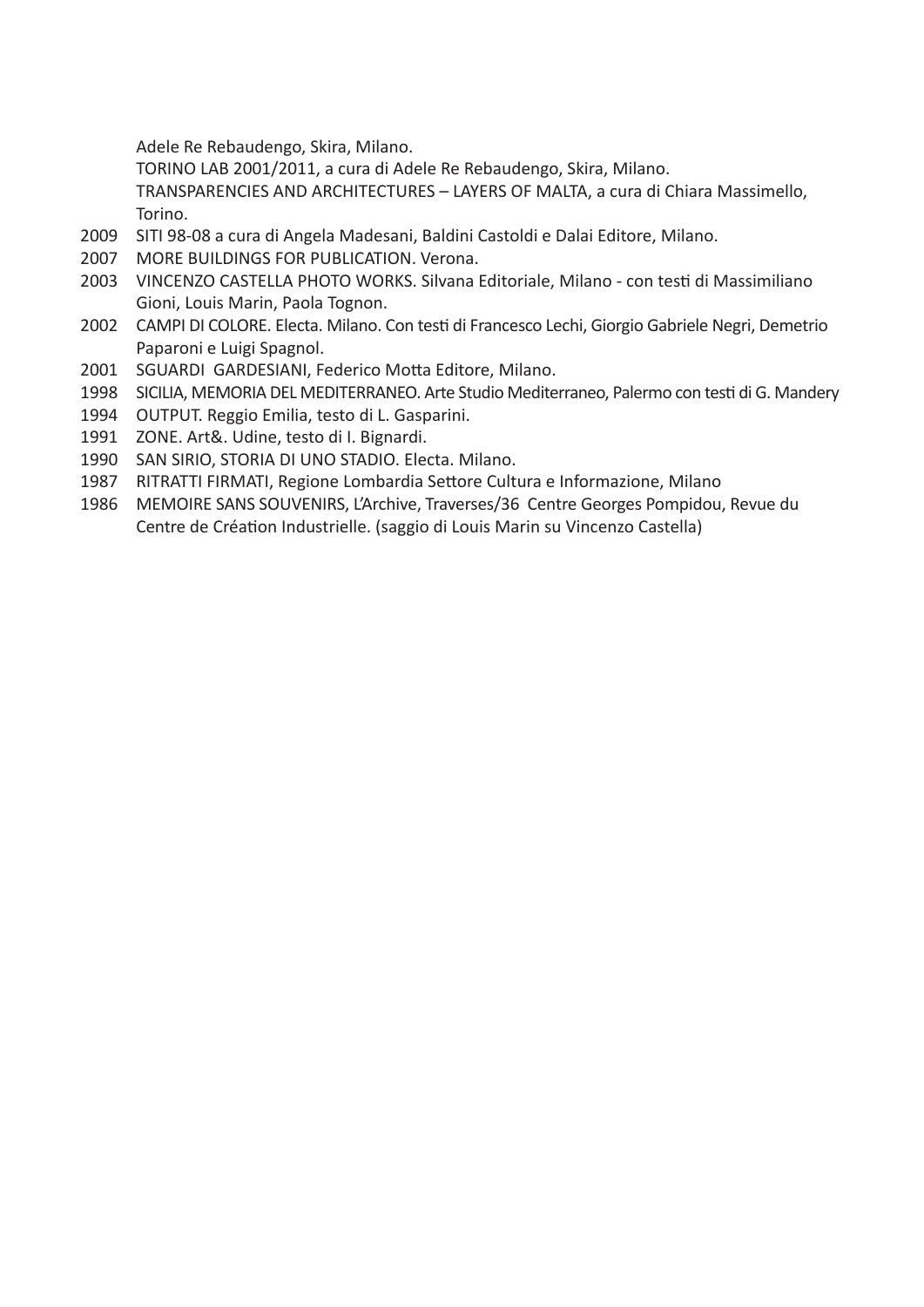Adele Re Rebaudengo, Skira, Milano.
TORINO LAB 2001/2011, a cura di Adele Re Rebaudengo, Skira, Milano.
TRANSPARENCIES AND ARCHITECTURES – LAYERS OF MALTA, a cura di Chiara Massimello, Torino.

2009 SITI 98-08 a cura di Angela Madesani, Baldini Castoldi e Dalai Editore, Milano.
2007 MORE BUILDINGS FOR PUBLICATION. Verona.
2003 VINCENZO CASTELLA PHOTO WORKS. Silvana Editoriale, Milano - con testi di Massimiliano Gioni, Louis Marin, Paola Tognon.
2002 CAMPI DI COLORE. Electa. Milano. Con testi di Francesco Lechi, Giorgio Gabriele Negri, Demetrio Paparoni e Luigi Spagnol.
2001 SGUARDI GARDESIANI, Federico Motta Editore, Milano.
1998 SICILIA, MEMORIA DEL MEDITERRANEO. Arte Studio Mediterraneo, Palermo con testi di G. Mandery
1994 OUTPUT. Reggio Emilia, testo di L. Gasparini.
1991 ZONE. Art&. Udine, testo di I. Bignardi.
1990 SAN SIRIO, STORIA DI UNO STADIO. Electa. Milano.
1987 RITRATTI FIRMATI, Regione Lombardia Settore Cultura e Informazione, Milano
1986 MEMOIRE SANS SOUVENIRS, L'Archive, Traverses/36 Centre Georges Pompidou, Revue du Centre de Création Industrielle. (saggio di Louis Marin su Vincenzo Castella)